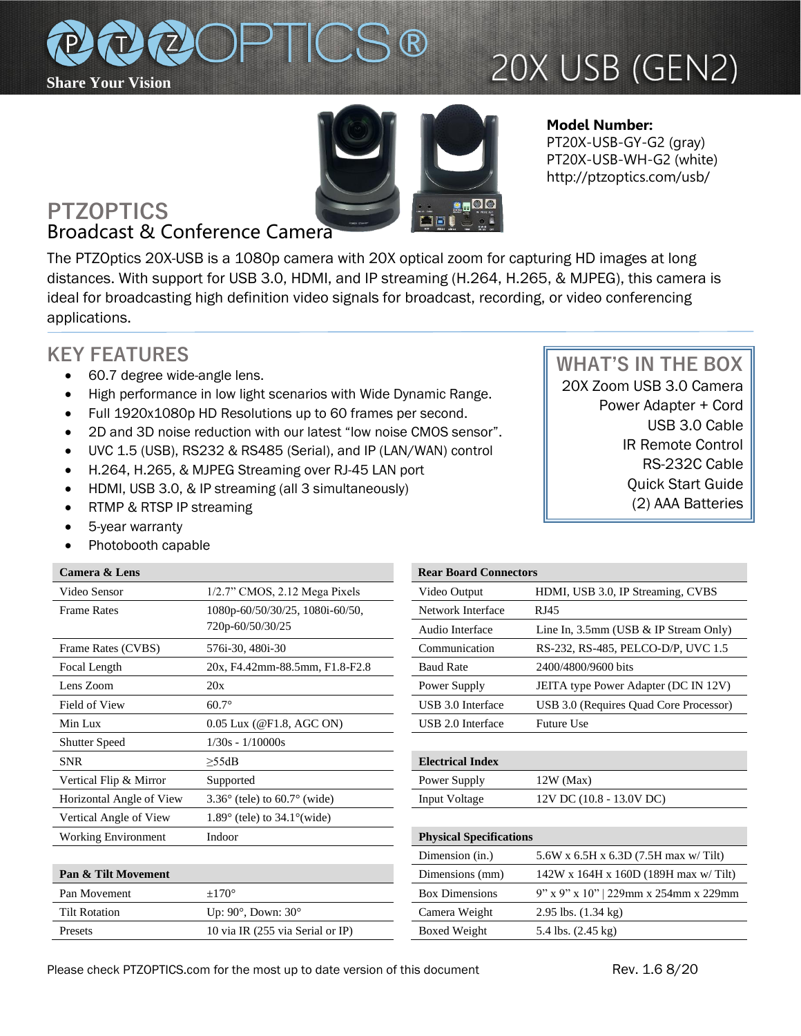# PTZOPTICS®

**Share Your Vision**

# 20X USB (GEN2)

**Model Number:**
PT20X-USB-GY-G2 (gray)
PT20X-USB-WH-G2 (white)
http://ptzoptics.com/usb/

## PTZOPTICS
### Broadcast & Conference Camera

The PTZOptics 20X-USB is a 1080p camera with 20X optical zoom for capturing HD images at long distances. With support for USB 3.0, HDMI, and IP streaming (H.264, H.265, & MJPEG), this camera is ideal for broadcasting high definition video signals for broadcast, recording, or video conferencing applications.

## KEY FEATURES

- 60.7 degree wide-angle lens.
- High performance in low light scenarios with Wide Dynamic Range.
- Full 1920x1080p HD Resolutions up to 60 frames per second.
- 2D and 3D noise reduction with our latest "low noise CMOS sensor".
- UVC 1.5 (USB), RS232 & RS485 (Serial), and IP (LAN/WAN) control
- H.264, H.265, & MJPEG Streaming over RJ-45 LAN port
- HDMI, USB 3.0, & IP streaming (all 3 simultaneously)
- RTMP & RTSP IP streaming
- 5-year warranty
- Photobooth capable

## WHAT'S IN THE BOX

20X Zoom USB 3.0 Camera
Power Adapter + Cord
USB 3.0 Cable
IR Remote Control
RS-232C Cable
Quick Start Guide
(2) AAA Batteries

| Camera & Lens | |
|---|---|
| Video Sensor | 1/2.7" CMOS, 2.12 Mega Pixels |
| Frame Rates | 1080p-60/50/30/25, 1080i-60/50, 720p-60/50/30/25 |
| Frame Rates (CVBS) | 576i-30, 480i-30 |
| Focal Length | 20x, F4.42mm-88.5mm, F1.8-F2.8 |
| Lens Zoom | 20x |
| Field of View | 60.7° |
| Min Lux | 0.05 Lux (@F1.8, AGC ON) |
| Shutter Speed | 1/30s - 1/10000s |
| SNR | ≥55dB |
| Vertical Flip & Mirror | Supported |
| Horizontal Angle of View | 3.36° (tele) to 60.7° (wide) |
| Vertical Angle of View | 1.89° (tele) to 34.1°(wide) |
| Working Environment | Indoor |

| Pan & Tilt Movement | |
|---|---|
| Pan Movement | ±170° |
| Tilt Rotation | Up: 90°, Down: 30° |
| Presets | 10 via IR (255 via Serial or IP) |

| Rear Board Connectors | |
|---|---|
| Video Output | HDMI, USB 3.0, IP Streaming, CVBS |
| Network Interface | RJ45 |
| Audio Interface | Line In, 3.5mm (USB & IP Stream Only) |
| Communication | RS-232, RS-485, PELCO-D/P, UVC 1.5 |
| Baud Rate | 2400/4800/9600 bits |
| Power Supply | JEITA type Power Adapter (DC IN 12V) |
| USB 3.0 Interface | USB 3.0 (Requires Quad Core Processor) |
| USB 2.0 Interface | Future Use |

| Electrical Index | |
|---|---|
| Power Supply | 12W (Max) |
| Input Voltage | 12V DC (10.8 - 13.0V DC) |

| Physical Specifications | |
|---|---|
| Dimension (in.) | 5.6W x 6.5H x 6.3D (7.5H max w/ Tilt) |
| Dimensions (mm) | 142W x 164H x 160D (189H max w/ Tilt) |
| Box Dimensions | 9" x 9" x 10" \| 229mm x 254mm x 229mm |
| Camera Weight | 2.95 lbs. (1.34 kg) |
| Boxed Weight | 5.4 lbs. (2.45 kg) |

Please check PTZOPTICS.com for the most up to date version of this document

Rev. 1.6 8/20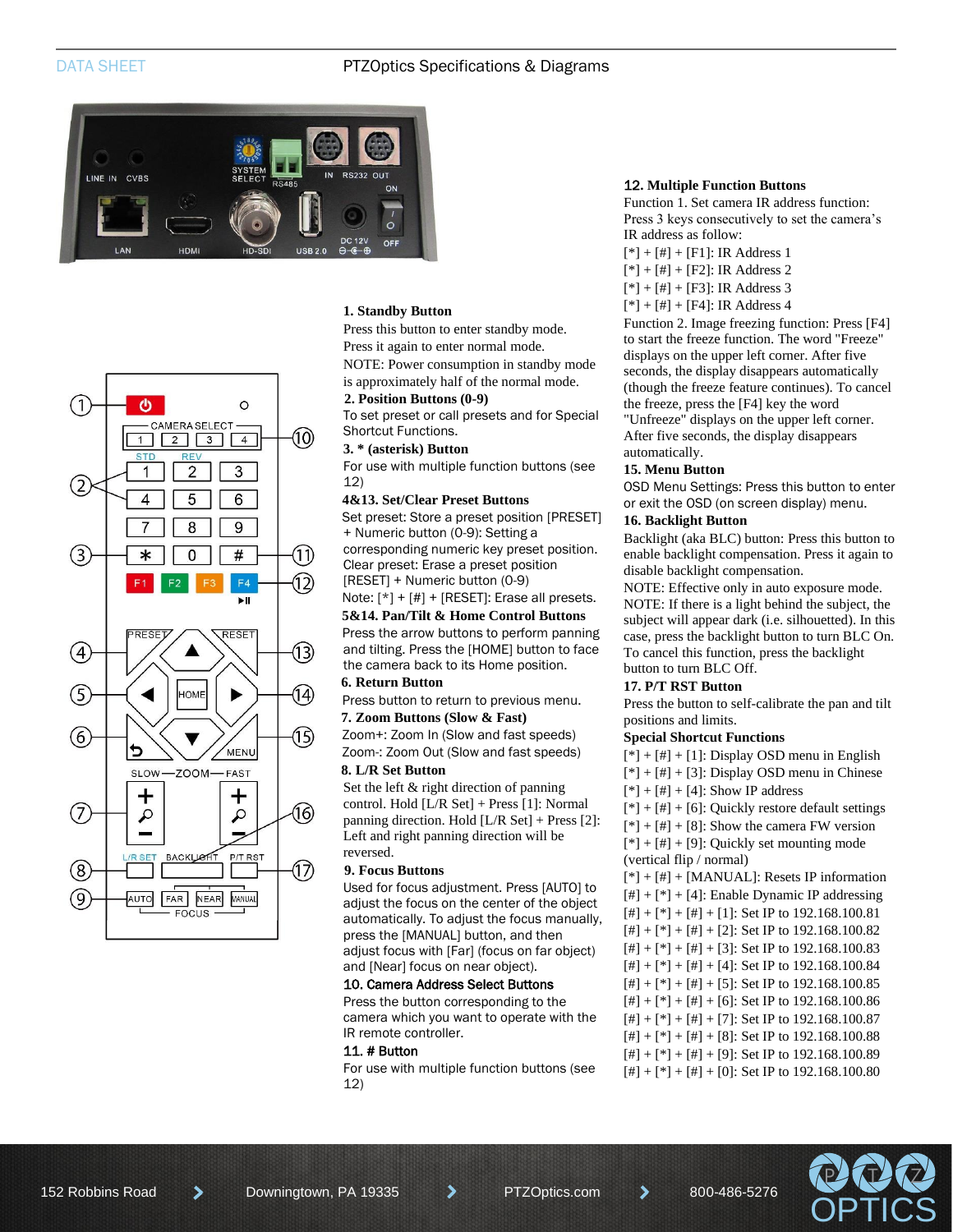1. **Standby Button**
Press this button to enter standby mode. Press it again to enter normal mode.
NOTE: Power consumption in standby mode is approximately half of the normal mode.

2. **Position Buttons (0-9)**
To set preset or call presets and for Special Shortcut Functions.

3. *** (asterisk) Button**
For use with multiple function buttons (see 12)

**4&13. Set/Clear Preset Buttons**
Set preset: Store a preset position [PRESET] + Numeric button (0-9): Setting a corresponding numeric key preset position.
Clear preset: Erase a preset position [RESET] + Numeric button (0-9)
Note: [*] + [#] + [RESET]: Erase all presets.

**5&14. Pan/Tilt & Home Control Buttons**
Press the arrow buttons to perform panning and tilting. Press the [HOME] button to face the camera back to its Home position.

6. **Return Button**
Press button to return to previous menu.

7. **Zoom Buttons (Slow & Fast)**
Zoom+: Zoom In (Slow and fast speeds)
Zoom-: Zoom Out (Slow and fast speeds)

8. **L/R Set Button**
Set the left & right direction of panning control. Hold [L/R Set] + Press [1]: Normal panning direction. Hold [L/R Set] + Press [2]: Left and right panning direction will be reversed.

9. **Focus Buttons**
Used for focus adjustment. Press [AUTO] to adjust the focus on the center of the object automatically. To adjust the focus manually, press the [MANUAL] button, and then adjust focus with [Far] (focus on far object) and [Near] focus on near object).

10. **Camera Address Select Buttons**
Press the button corresponding to the camera which you want to operate with the IR remote controller.

11. **# Button**
For use with multiple function buttons (see 12)

12. **Multiple Function Buttons**
Function 1. Set camera IR address function: Press 3 keys consecutively to set the camera's IR address as follow:
[*] + [#] + [F1]: IR Address 1
[*] + [#] + [F2]: IR Address 2
[*] + [#] + [F3]: IR Address 3
[*] + [#] + [F4]: IR Address 4
Function 2. Image freezing function: Press [F4] to start the freeze function. The word "Freeze" displays on the upper left corner. After five seconds, the display disappears automatically (though the freeze feature continues). To cancel the freeze, press the [F4] key the word "Unfreeze" displays on the upper left corner. After five seconds, the display disappears automatically.

15. **Menu Button**
OSD Menu Settings: Press this button to enter or exit the OSD (on screen display) menu.

16. **Backlight Button**
Backlight (aka BLC) button: Press this button to enable backlight compensation. Press it again to disable backlight compensation.
NOTE: Effective only in auto exposure mode.
NOTE: If there is a light behind the subject, the subject will appear dark (i.e. silhouetted). In this case, press the backlight button to turn BLC On. To cancel this function, press the backlight button to turn BLC Off.

17. **P/T RST Button**
Press the button to self-calibrate the pan and tilt positions and limits.

**Special Shortcut Functions**
[*] + [#] + [1]: Display OSD menu in English
[*] + [#] + [3]: Display OSD menu in Chinese
[*] + [#] + [4]: Show IP address
[*] + [#] + [6]: Quickly restore default settings
[*] + [#] + [8]: Show the camera FW version
[*] + [#] + [9]: Quickly set mounting mode (vertical flip / normal)
[*] + [#] + [MANUAL]: Resets IP information
[#] + [*] + [4]: Enable Dynamic IP addressing
[#] + [*] + [#] + [1]: Set IP to 192.168.100.81
[#] + [*] + [#] + [2]: Set IP to 192.168.100.82
[#] + [*] + [#] + [3]: Set IP to 192.168.100.83
[#] + [*] + [#] + [4]: Set IP to 192.168.100.84
[#] + [*] + [#] + [5]: Set IP to 192.168.100.85
[#] + [*] + [#] + [6]: Set IP to 192.168.100.86
[#] + [*] + [#] + [7]: Set IP to 192.168.100.87
[#] + [*] + [#] + [8]: Set IP to 192.168.100.88
[#] + [*] + [#] + [9]: Set IP to 192.168.100.89
[#] + [*] + [#] + [0]: Set IP to 192.168.100.80

152 Robbins Road Downingtown, PA 19335 PTZOptics.com 800-486-5276